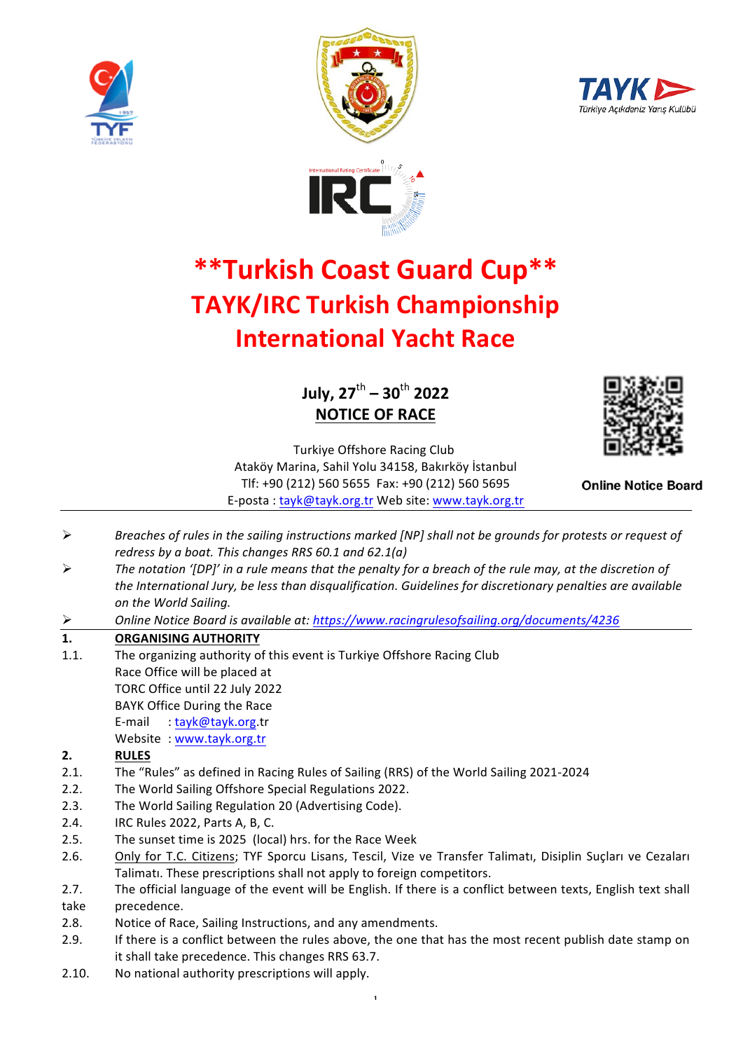# **Turkish Coast Guard Cup**

# TAYK/IRC Turkish Championship

# International Yacht Race

**July, 27th – 30th 2022**

**NOTICE OF RACE**

Turkiye Offshore Racing Club
Ataköy Marina, Sahil Yolu 34158, Bakırköy İstanbul
Tlf: +90 (212) 560 5655 Fax: +90 (212) 560 5695
E-posta : tayk@tayk.org.tr Web site: www.tayk.org.tr

**Online Notice Board**

- *Breaches of rules in the sailing instructions marked [NP] shall not be grounds for protests or request of redress by a boat. This changes RRS 60.1 and 62.1(a)*
- *The notation '[DP]' in a rule means that the penalty for a breach of the rule may, at the discretion of the International Jury, be less than disqualification. Guidelines for discretionary penalties are available on the World Sailing.*
- *Online Notice Board is available at: https://www.racingrulesofsailing.org/documents/4236*

**1. ORGANISING AUTHORITY**

1.1. The organizing authority of this event is Turkiye Offshore Racing Club
Race Office will be placed at
TORC Office until 22 July 2022
BAYK Office During the Race
E-mail : tayk@tayk.org.tr
Website : www.tayk.org.tr

**2. RULES**

2.1. The "Rules" as defined in Racing Rules of Sailing (RRS) of the World Sailing 2021-2024

2.2. The World Sailing Offshore Special Regulations 2022.

2.3. The World Sailing Regulation 20 (Advertising Code).

2.4. IRC Rules 2022, Parts A, B, C.

2.5. The sunset time is 2025 (local) hrs. for the Race Week

2.6. Only for T.C. Citizens; TYF Sporcu Lisans, Tescil, Vize ve Transfer Talimatı, Disiplin Suçları ve Cezaları Talimatı. These prescriptions shall not apply to foreign competitors.

2.7. The official language of the event will be English. If there is a conflict between texts, English text shall take precedence.

2.8. Notice of Race, Sailing Instructions, and any amendments.

2.9. If there is a conflict between the rules above, the one that has the most recent publish date stamp on it shall take precedence. This changes RRS 63.7.

2.10. No national authority prescriptions will apply.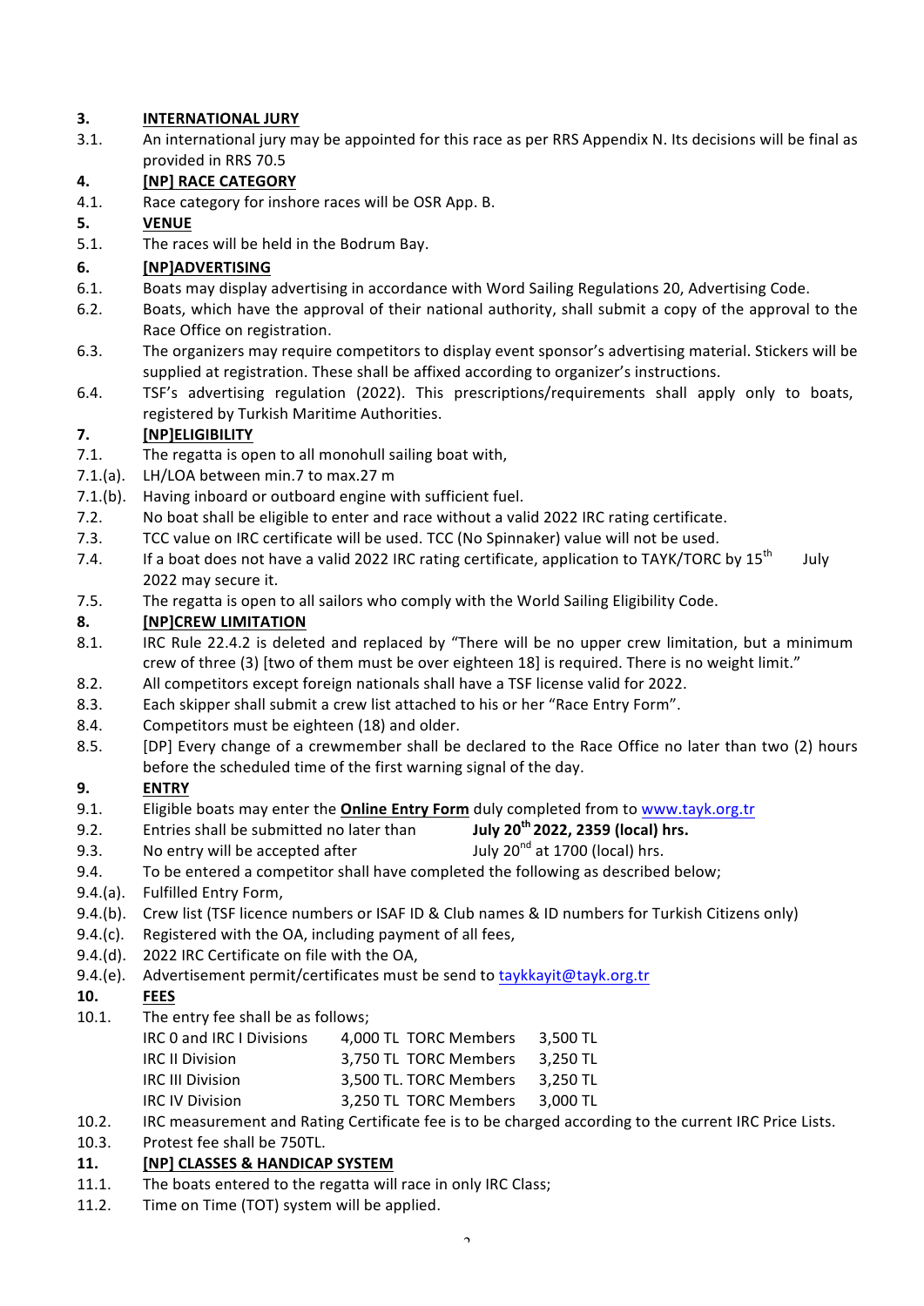## 3. INTERNATIONAL JURY

3.1. An international jury may be appointed for this race as per RRS Appendix N. Its decisions will be final as provided in RRS 70.5

## 4. [NP] RACE CATEGORY

4.1. Race category for inshore races will be OSR App. B.

## 5. VENUE

5.1. The races will be held in the Bodrum Bay.

## 6. [NP]ADVERTISING

6.1. Boats may display advertising in accordance with Word Sailing Regulations 20, Advertising Code.

6.2. Boats, which have the approval of their national authority, shall submit a copy of the approval to the Race Office on registration.

6.3. The organizers may require competitors to display event sponsor's advertising material. Stickers will be supplied at registration. These shall be affixed according to organizer's instructions.

6.4. TSF's advertising regulation (2022). This prescriptions/requirements shall apply only to boats, registered by Turkish Maritime Authorities.

## 7. [NP]ELIGIBILITY

7.1. The regatta is open to all monohull sailing boat with,

7.1.(a). LH/LOA between min.7 to max.27 m

7.1.(b). Having inboard or outboard engine with sufficient fuel.

7.2. No boat shall be eligible to enter and race without a valid 2022 IRC rating certificate.

7.3. TCC value on IRC certificate will be used. TCC (No Spinnaker) value will not be used.

7.4. If a boat does not have a valid 2022 IRC rating certificate, application to TAYK/TORC by 15th July 2022 may secure it.

7.5. The regatta is open to all sailors who comply with the World Sailing Eligibility Code.

## 8. [NP]CREW LIMITATION

8.1. IRC Rule 22.4.2 is deleted and replaced by "There will be no upper crew limitation, but a minimum crew of three (3) [two of them must be over eighteen 18] is required. There is no weight limit."

8.2. All competitors except foreign nationals shall have a TSF license valid for 2022.

8.3. Each skipper shall submit a crew list attached to his or her "Race Entry Form".

8.4. Competitors must be eighteen (18) and older.

8.5. [DP] Every change of a crewmember shall be declared to the Race Office no later than two (2) hours before the scheduled time of the first warning signal of the day.

## 9. ENTRY

9.1. Eligible boats may enter the **Online Entry Form** duly completed from to www.tayk.org.tr

9.2. Entries shall be submitted no later than **July 20th 2022, 2359 (local) hrs.**

9.3. No entry will be accepted after July 20nd at 1700 (local) hrs.

9.4. To be entered a competitor shall have completed the following as described below;

9.4.(a). Fulfilled Entry Form,

9.4.(b). Crew list (TSF licence numbers or ISAF ID & Club names & ID numbers for Turkish Citizens only)

9.4.(c). Registered with the OA, including payment of all fees,

9.4.(d). 2022 IRC Certificate on file with the OA,

9.4.(e). Advertisement permit/certificates must be send to taykkayit@tayk.org.tr

## 10. FEES

10.1. The entry fee shall be as follows;

| | | | |
|---|---|---|---|
| IRC 0 and IRC I Divisions | 4,000 TL | TORC Members | 3,500 TL |
| IRC II Division | 3,750 TL | TORC Members | 3,250 TL |
| IRC III Division | 3,500 TL. | TORC Members | 3,250 TL |
| IRC IV Division | 3,250 TL | TORC Members | 3,000 TL |

10.2. IRC measurement and Rating Certificate fee is to be charged according to the current IRC Price Lists.

10.3. Protest fee shall be 750TL.

## 11. [NP] CLASSES & HANDICAP SYSTEM

11.1. The boats entered to the regatta will race in only IRC Class;

11.2. Time on Time (TOT) system will be applied.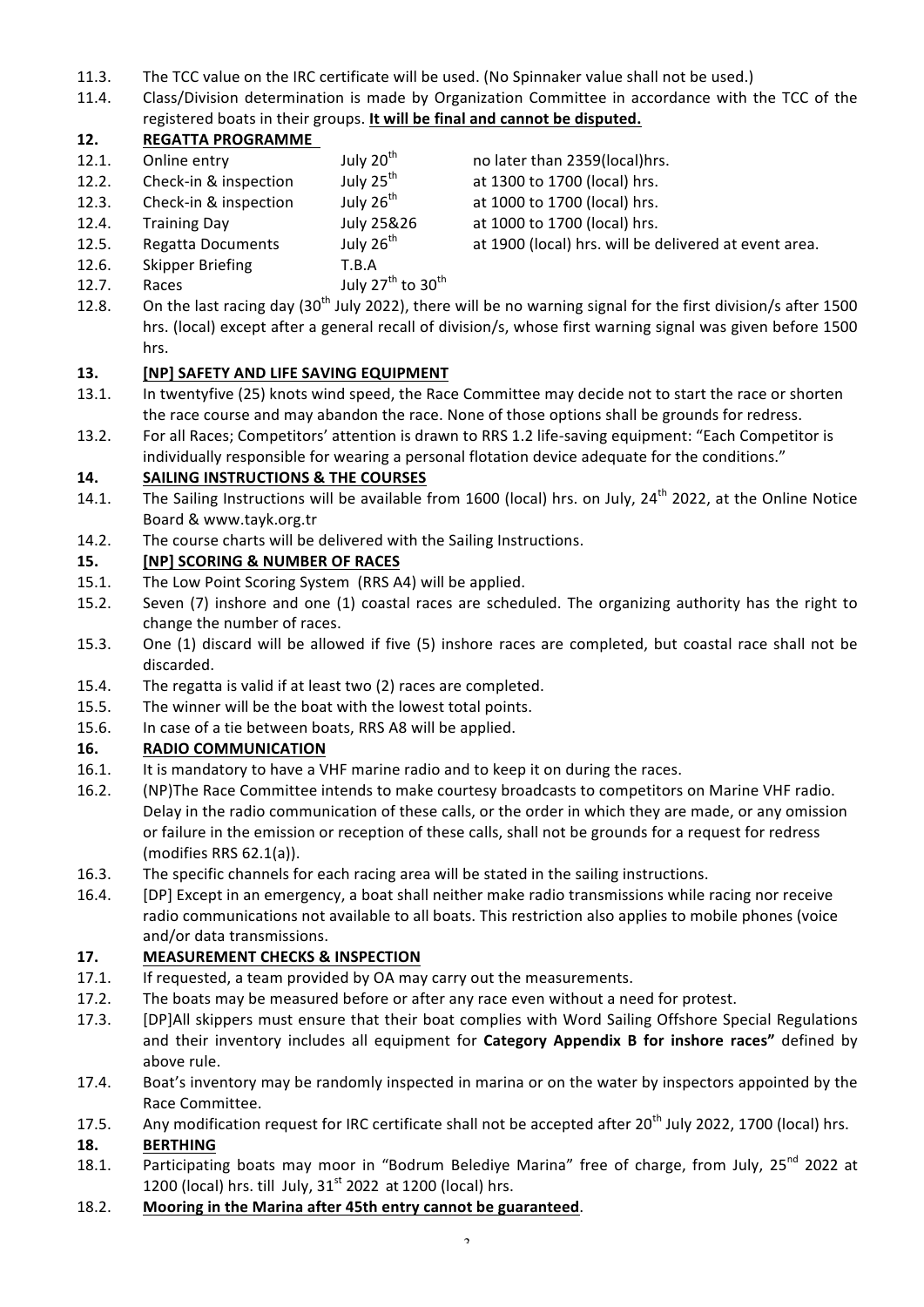11.3. The TCC value on the IRC certificate will be used. (No Spinnaker value shall not be used.)

11.4. Class/Division determination is made by Organization Committee in accordance with the TCC of the registered boats in their groups. **It will be final and cannot be disputed.**

## 12. REGATTA PROGRAMME

| | | | |
|---|---|---|---|
| 12.1. | Online entry | July 20th | no later than 2359(local)hrs. |
| 12.2. | Check-in & inspection | July 25th | at 1300 to 1700 (local) hrs. |
| 12.3. | Check-in & inspection | July 26th | at 1000 to 1700 (local) hrs. |
| 12.4. | Training Day | July 25&26 | at 1000 to 1700 (local) hrs. |
| 12.5. | Regatta Documents | July 26th | at 1900 (local) hrs. will be delivered at event area. |
| 12.6. | Skipper Briefing | T.B.A | |
| 12.7. | Races | July 27th to 30th | |

12.8. On the last racing day (30th July 2022), there will be no warning signal for the first division/s after 1500 hrs. (local) except after a general recall of division/s, whose first warning signal was given before 1500 hrs.

## 13. [NP] SAFETY AND LIFE SAVING EQUIPMENT

13.1. In twentyfive (25) knots wind speed, the Race Committee may decide not to start the race or shorten the race course and may abandon the race. None of those options shall be grounds for redress.

13.2. For all Races; Competitors' attention is drawn to RRS 1.2 life-saving equipment: "Each Competitor is individually responsible for wearing a personal flotation device adequate for the conditions."

## 14. SAILING INSTRUCTIONS & THE COURSES

14.1. The Sailing Instructions will be available from 1600 (local) hrs. on July, 24th 2022, at the Online Notice Board & www.tayk.org.tr

14.2. The course charts will be delivered with the Sailing Instructions.

## 15. [NP] SCORING & NUMBER OF RACES

15.1. The Low Point Scoring System (RRS A4) will be applied.

15.2. Seven (7) inshore and one (1) coastal races are scheduled. The organizing authority has the right to change the number of races.

15.3. One (1) discard will be allowed if five (5) inshore races are completed, but coastal race shall not be discarded.

15.4. The regatta is valid if at least two (2) races are completed.

15.5. The winner will be the boat with the lowest total points.

15.6. In case of a tie between boats, RRS A8 will be applied.

## 16. RADIO COMMUNICATION

16.1. It is mandatory to have a VHF marine radio and to keep it on during the races.

16.2. (NP)The Race Committee intends to make courtesy broadcasts to competitors on Marine VHF radio. Delay in the radio communication of these calls, or the order in which they are made, or any omission or failure in the emission or reception of these calls, shall not be grounds for a request for redress (modifies RRS 62.1(a)).

16.3. The specific channels for each racing area will be stated in the sailing instructions.

16.4. [DP] Except in an emergency, a boat shall neither make radio transmissions while racing nor receive radio communications not available to all boats. This restriction also applies to mobile phones (voice and/or data transmissions.

## 17. MEASUREMENT CHECKS & INSPECTION

17.1. If requested, a team provided by OA may carry out the measurements.

17.2. The boats may be measured before or after any race even without a need for protest.

17.3. [DP]All skippers must ensure that their boat complies with Word Sailing Offshore Special Regulations and their inventory includes all equipment for **Category Appendix B for inshore races"** defined by above rule.

17.4. Boat's inventory may be randomly inspected in marina or on the water by inspectors appointed by the Race Committee.

17.5. Any modification request for IRC certificate shall not be accepted after 20th July 2022, 1700 (local) hrs.

## 18. BERTHING

18.1. Participating boats may moor in "Bodrum Belediye Marina" free of charge, from July, 25nd 2022 at 1200 (local) hrs. till July, 31st 2022 at 1200 (local) hrs.

18.2. **Mooring in the Marina after 45th entry cannot be guaranteed**.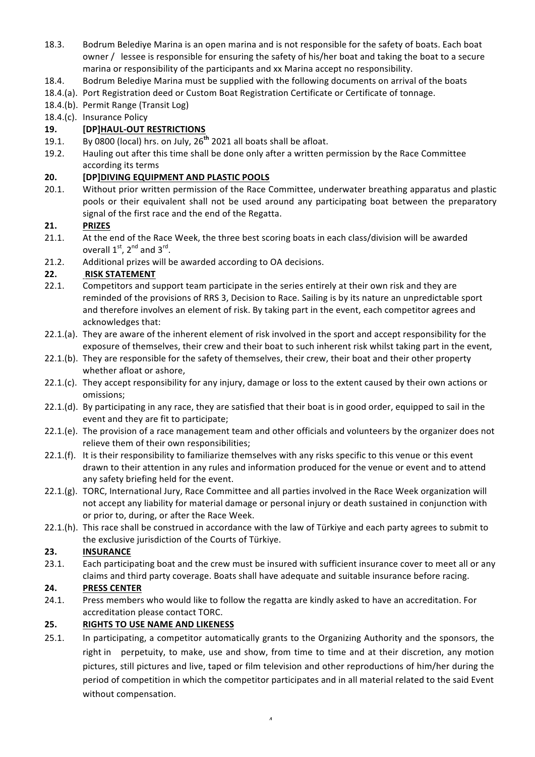18.3. Bodrum Belediye Marina is an open marina and is not responsible for the safety of boats. Each boat owner / lessee is responsible for ensuring the safety of his/her boat and taking the boat to a secure marina or responsibility of the participants and xx Marina accept no responsibility.

18.4. Bodrum Belediye Marina must be supplied with the following documents on arrival of the boats

18.4.(a). Port Registration deed or Custom Boat Registration Certificate or Certificate of tonnage.

18.4.(b). Permit Range (Transit Log)

18.4.(c). Insurance Policy

## 19. [DP]HAUL-OUT RESTRICTIONS

19.1. By 0800 (local) hrs. on July, 26th 2021 all boats shall be afloat.

19.2. Hauling out after this time shall be done only after a written permission by the Race Committee according its terms

## 20. [DP]DIVING EQUIPMENT AND PLASTIC POOLS

20.1. Without prior written permission of the Race Committee, underwater breathing apparatus and plastic pools or their equivalent shall not be used around any participating boat between the preparatory signal of the first race and the end of the Regatta.

## 21. PRIZES

21.1. At the end of the Race Week, the three best scoring boats in each class/division will be awarded overall 1st, 2nd and 3rd.

21.2. Additional prizes will be awarded according to OA decisions.

## 22. RISK STATEMENT

22.1. Competitors and support team participate in the series entirely at their own risk and they are reminded of the provisions of RRS 3, Decision to Race. Sailing is by its nature an unpredictable sport and therefore involves an element of risk. By taking part in the event, each competitor agrees and acknowledges that:

22.1.(a). They are aware of the inherent element of risk involved in the sport and accept responsibility for the exposure of themselves, their crew and their boat to such inherent risk whilst taking part in the event,

22.1.(b). They are responsible for the safety of themselves, their crew, their boat and their other property whether afloat or ashore,

22.1.(c). They accept responsibility for any injury, damage or loss to the extent caused by their own actions or omissions;

22.1.(d). By participating in any race, they are satisfied that their boat is in good order, equipped to sail in the event and they are fit to participate;

22.1.(e). The provision of a race management team and other officials and volunteers by the organizer does not relieve them of their own responsibilities;

22.1.(f). It is their responsibility to familiarize themselves with any risks specific to this venue or this event drawn to their attention in any rules and information produced for the venue or event and to attend any safety briefing held for the event.

22.1.(g). TORC, International Jury, Race Committee and all parties involved in the Race Week organization will not accept any liability for material damage or personal injury or death sustained in conjunction with or prior to, during, or after the Race Week.

22.1.(h). This race shall be construed in accordance with the law of Türkiye and each party agrees to submit to the exclusive jurisdiction of the Courts of Türkiye.

## 23. INSURANCE

23.1. Each participating boat and the crew must be insured with sufficient insurance cover to meet all or any claims and third party coverage. Boats shall have adequate and suitable insurance before racing.

## 24. PRESS CENTER

24.1. Press members who would like to follow the regatta are kindly asked to have an accreditation. For accreditation please contact TORC.

## 25. RIGHTS TO USE NAME AND LIKENESS

25.1. In participating, a competitor automatically grants to the Organizing Authority and the sponsors, the right in perpetuity, to make, use and show, from time to time and at their discretion, any motion pictures, still pictures and live, taped or film television and other reproductions of him/her during the period of competition in which the competitor participates and in all material related to the said Event without compensation.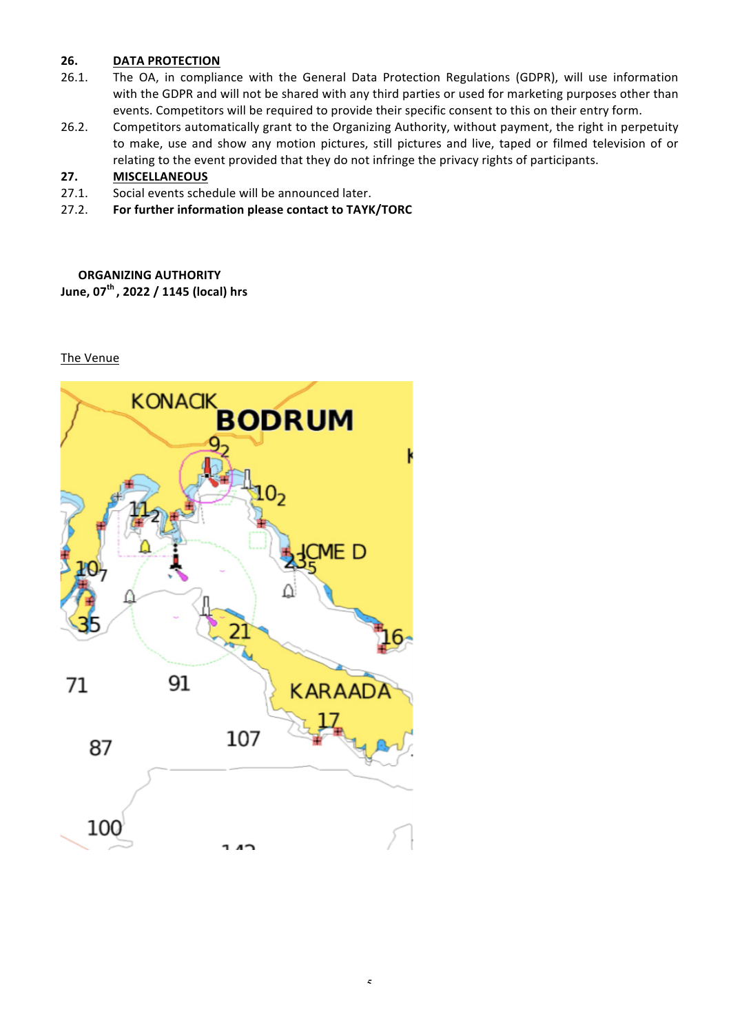**26. DATA PROTECTION**

26.1. The OA, in compliance with the General Data Protection Regulations (GDPR), will use information with the GDPR and will not be shared with any third parties or used for marketing purposes other than events. Competitors will be required to provide their specific consent to this on their entry form.

26.2. Competitors automatically grant to the Organizing Authority, without payment, the right in perpetuity to make, use and show any motion pictures, still pictures and live, taped or filmed television of or relating to the event provided that they do not infringe the privacy rights of participants.

**27. MISCELLANEOUS**

27.1. Social events schedule will be announced later.

27.2. **For further information please contact to TAYK/TORC**

**ORGANIZING AUTHORITY**
**June, 07th , 2022 / 1145 (local) hrs**

The Venue

KONACIK
BODRUM
ICME D
KARAADA